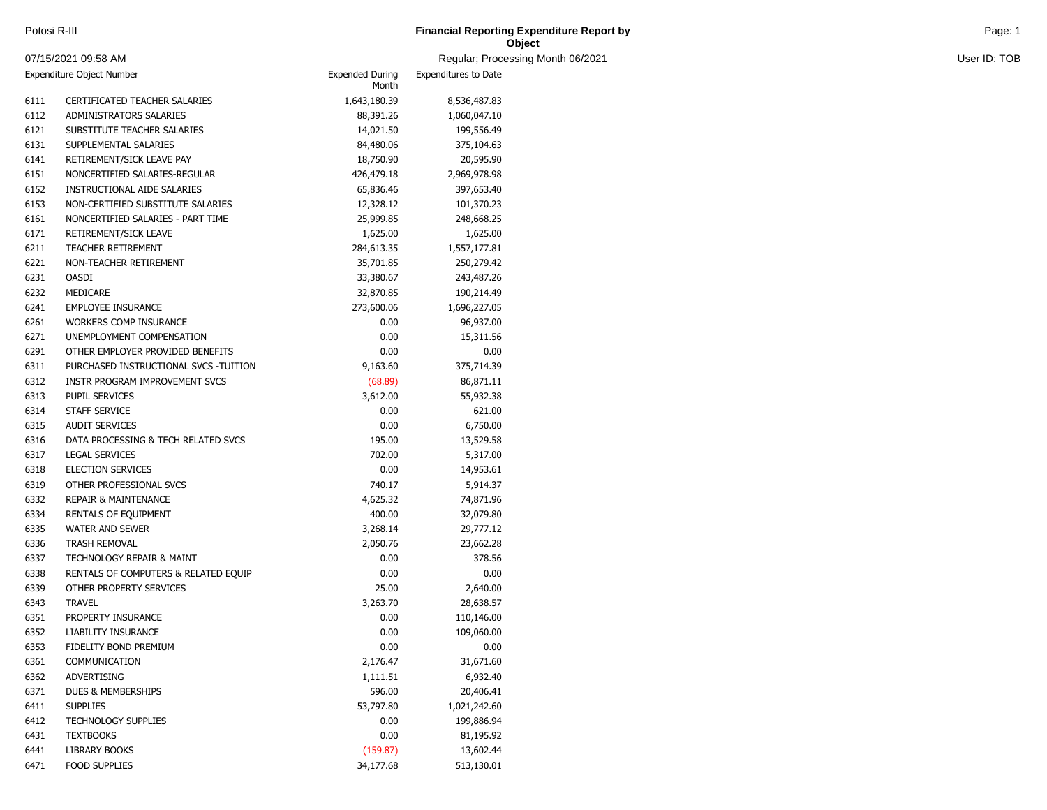Potosi R-III

# Financial Reporting Expenditure Report by Object

07/15/2021 09:58 AM

Regular; Processing Month 06/2021

User ID: TOB

| Expenditure Object Number | | Expended During Month | Expenditures to Date |
|---|---|---|---|
| 6111 | CERTIFICATED TEACHER SALARIES | 1,643,180.39 | 8,536,487.83 |
| 6112 | ADMINISTRATORS SALARIES | 88,391.26 | 1,060,047.10 |
| 6121 | SUBSTITUTE TEACHER SALARIES | 14,021.50 | 199,556.49 |
| 6131 | SUPPLEMENTAL SALARIES | 84,480.06 | 375,104.63 |
| 6141 | RETIREMENT/SICK LEAVE PAY | 18,750.90 | 20,595.90 |
| 6151 | NONCERTIFIED SALARIES-REGULAR | 426,479.18 | 2,969,978.98 |
| 6152 | INSTRUCTIONAL AIDE SALARIES | 65,836.46 | 397,653.40 |
| 6153 | NON-CERTIFIED SUBSTITUTE SALARIES | 12,328.12 | 101,370.23 |
| 6161 | NONCERTIFIED SALARIES - PART TIME | 25,999.85 | 248,668.25 |
| 6171 | RETIREMENT/SICK LEAVE | 1,625.00 | 1,625.00 |
| 6211 | TEACHER RETIREMENT | 284,613.35 | 1,557,177.81 |
| 6221 | NON-TEACHER RETIREMENT | 35,701.85 | 250,279.42 |
| 6231 | OASDI | 33,380.67 | 243,487.26 |
| 6232 | MEDICARE | 32,870.85 | 190,214.49 |
| 6241 | EMPLOYEE INSURANCE | 273,600.06 | 1,696,227.05 |
| 6261 | WORKERS COMP INSURANCE | 0.00 | 96,937.00 |
| 6271 | UNEMPLOYMENT COMPENSATION | 0.00 | 15,311.56 |
| 6291 | OTHER EMPLOYER PROVIDED BENEFITS | 0.00 | 0.00 |
| 6311 | PURCHASED INSTRUCTIONAL SVCS -TUITION | 9,163.60 | 375,714.39 |
| 6312 | INSTR PROGRAM IMPROVEMENT SVCS | (68.89) | 86,871.11 |
| 6313 | PUPIL SERVICES | 3,612.00 | 55,932.38 |
| 6314 | STAFF SERVICE | 0.00 | 621.00 |
| 6315 | AUDIT SERVICES | 0.00 | 6,750.00 |
| 6316 | DATA PROCESSING & TECH RELATED SVCS | 195.00 | 13,529.58 |
| 6317 | LEGAL SERVICES | 702.00 | 5,317.00 |
| 6318 | ELECTION SERVICES | 0.00 | 14,953.61 |
| 6319 | OTHER PROFESSIONAL SVCS | 740.17 | 5,914.37 |
| 6332 | REPAIR & MAINTENANCE | 4,625.32 | 74,871.96 |
| 6334 | RENTALS OF EQUIPMENT | 400.00 | 32,079.80 |
| 6335 | WATER AND SEWER | 3,268.14 | 29,777.12 |
| 6336 | TRASH REMOVAL | 2,050.76 | 23,662.28 |
| 6337 | TECHNOLOGY REPAIR & MAINT | 0.00 | 378.56 |
| 6338 | RENTALS OF COMPUTERS & RELATED EQUIP | 0.00 | 0.00 |
| 6339 | OTHER PROPERTY SERVICES | 25.00 | 2,640.00 |
| 6343 | TRAVEL | 3,263.70 | 28,638.57 |
| 6351 | PROPERTY INSURANCE | 0.00 | 110,146.00 |
| 6352 | LIABILITY INSURANCE | 0.00 | 109,060.00 |
| 6353 | FIDELITY BOND PREMIUM | 0.00 | 0.00 |
| 6361 | COMMUNICATION | 2,176.47 | 31,671.60 |
| 6362 | ADVERTISING | 1,111.51 | 6,932.40 |
| 6371 | DUES & MEMBERSHIPS | 596.00 | 20,406.41 |
| 6411 | SUPPLIES | 53,797.80 | 1,021,242.60 |
| 6412 | TECHNOLOGY SUPPLIES | 0.00 | 199,886.94 |
| 6431 | TEXTBOOKS | 0.00 | 81,195.92 |
| 6441 | LIBRARY BOOKS | (159.87) | 13,602.44 |
| 6471 | FOOD SUPPLIES | 34,177.68 | 513,130.01 |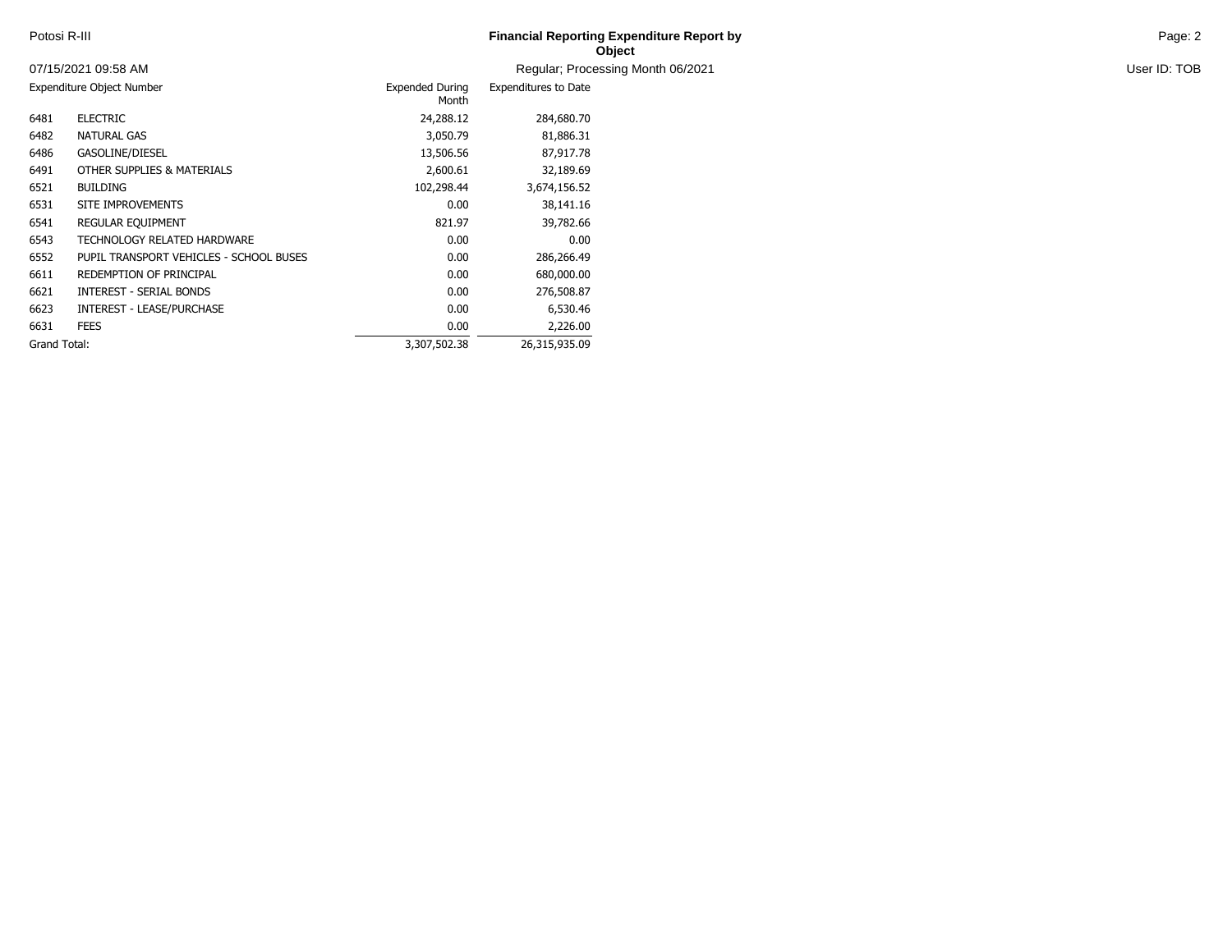| Expenditure Object Number | | Expended During Month | Expenditures to Date |
|---|---|---|---|
| 6481 | ELECTRIC | 24,288.12 | 284,680.70 |
| 6482 | NATURAL GAS | 3,050.79 | 81,886.31 |
| 6486 | GASOLINE/DIESEL | 13,506.56 | 87,917.78 |
| 6491 | OTHER SUPPLIES & MATERIALS | 2,600.61 | 32,189.69 |
| 6521 | BUILDING | 102,298.44 | 3,674,156.52 |
| 6531 | SITE IMPROVEMENTS | 0.00 | 38,141.16 |
| 6541 | REGULAR EQUIPMENT | 821.97 | 39,782.66 |
| 6543 | TECHNOLOGY RELATED HARDWARE | 0.00 | 0.00 |
| 6552 | PUPIL TRANSPORT VEHICLES - SCHOOL BUSES | 0.00 | 286,266.49 |
| 6611 | REDEMPTION OF PRINCIPAL | 0.00 | 680,000.00 |
| 6621 | INTEREST - SERIAL BONDS | 0.00 | 276,508.87 |
| 6623 | INTEREST - LEASE/PURCHASE | 0.00 | 6,530.46 |
| 6631 | FEES | 0.00 | 2,226.00 |
| Grand Total: | | 3,307,502.38 | 26,315,935.09 |